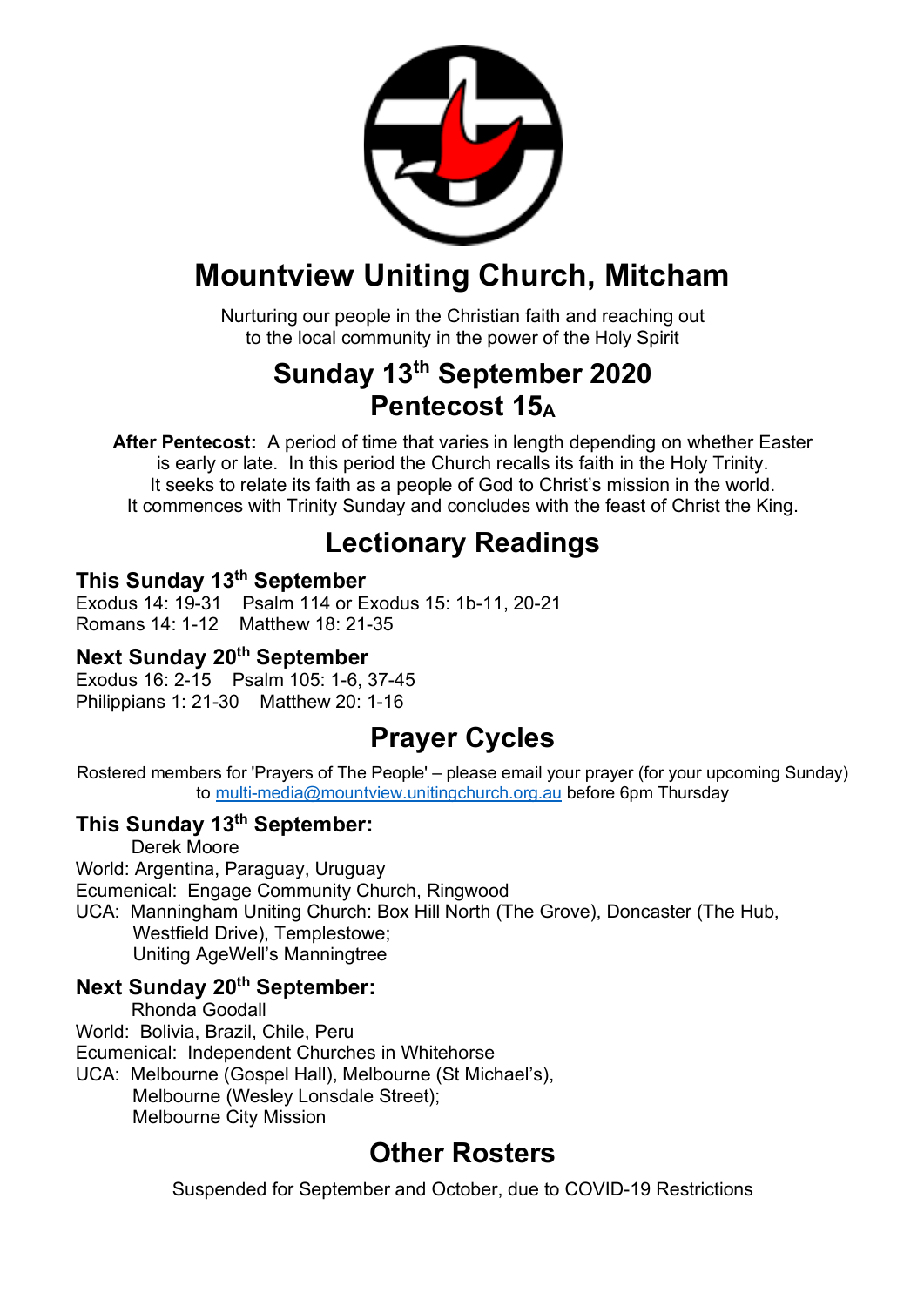# Mountview Uniting Church, Mitcham

Nurturing our people in the Christian faith and reaching out
to the local community in the power of the Holy Spirit

## Sunday 13th September 2020
## Pentecost 15A

**After Pentecost:** A period of time that varies in length depending on whether Easter is early or late. In this period the Church recalls its faith in the Holy Trinity. It seeks to relate its faith as a people of God to Christ's mission in the world. It commences with Trinity Sunday and concludes with the feast of Christ the King.

## Lectionary Readings

### This Sunday 13th September

Exodus 14: 19-31 Psalm 114 or Exodus 15: 1b-11, 20-21
Romans 14: 1-12 Matthew 18: 21-35

### Next Sunday 20th September

Exodus 16: 2-15 Psalm 105: 1-6, 37-45
Philippians 1: 21-30 Matthew 20: 1-16

## Prayer Cycles

Rostered members for 'Prayers of The People' – please email your prayer (for your upcoming Sunday) to multi-media@mountview.unitingchurch.org.au before 6pm Thursday

### This Sunday 13th September:

Derek Moore
World: Argentina, Paraguay, Uruguay
Ecumenical: Engage Community Church, Ringwood
UCA: Manningham Uniting Church: Box Hill North (The Grove), Doncaster (The Hub, Westfield Drive), Templestowe;
Uniting AgeWell's Manningtree

### Next Sunday 20th September:

Rhonda Goodall
World: Bolivia, Brazil, Chile, Peru
Ecumenical: Independent Churches in Whitehorse
UCA: Melbourne (Gospel Hall), Melbourne (St Michael's), Melbourne (Wesley Lonsdale Street);
Melbourne City Mission

## Other Rosters

Suspended for September and October, due to COVID-19 Restrictions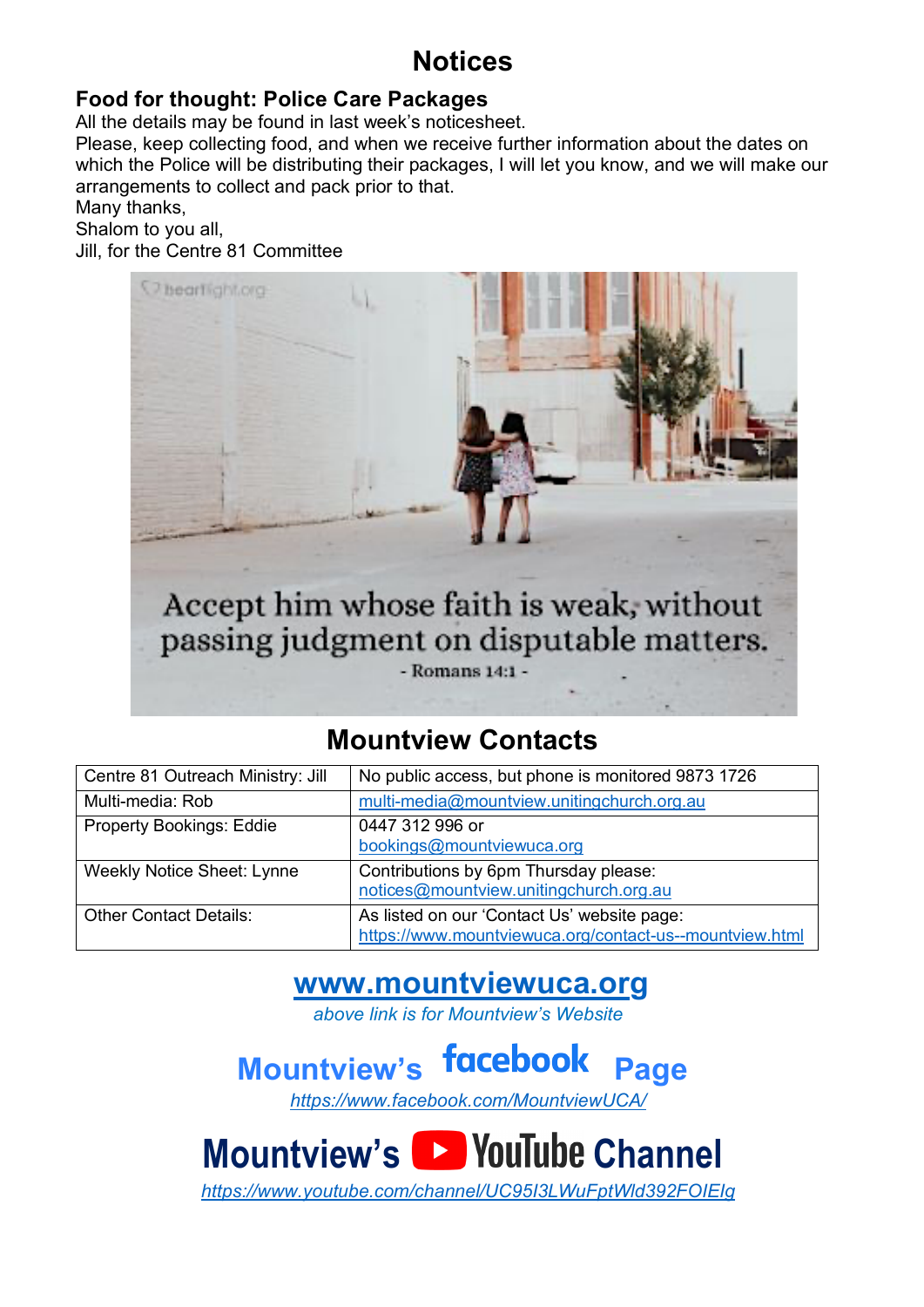# Notices

## Food for thought: Police Care Packages

All the details may be found in last week's noticesheet.
Please, keep collecting food, and when we receive further information about the dates on which the Police will be distributing their packages, I will let you know, and we will make our arrangements to collect and pack prior to that.
Many thanks,
Shalom to you all,
Jill, for the Centre 81 Committee

Accept him whose faith is weak, without passing judgment on disputable matters.
- Romans 14:1 -

## Mountview Contacts

| | |
|---|---|
| Centre 81 Outreach Ministry: Jill | No public access, but phone is monitored 9873 1726 |
| Multi-media: Rob | multi-media@mountview.unitingchurch.org.au |
| Property Bookings: Eddie | 0447 312 996 or bookings@mountviewuca.org |
| Weekly Notice Sheet: Lynne | Contributions by 6pm Thursday please: notices@mountview.unitingchurch.org.au |
| Other Contact Details: | As listed on our 'Contact Us' website page: https://www.mountviewuca.org/contact-us--mountview.html |

**www.mountviewuca.org**

*above link is for Mountview's Website*

**Mountview's facebook Page**

*https://www.facebook.com/MountviewUCA/*

**Mountview's YouTube Channel**

*https://www.youtube.com/channel/UC95I3LWuFptWld392FOIElg*